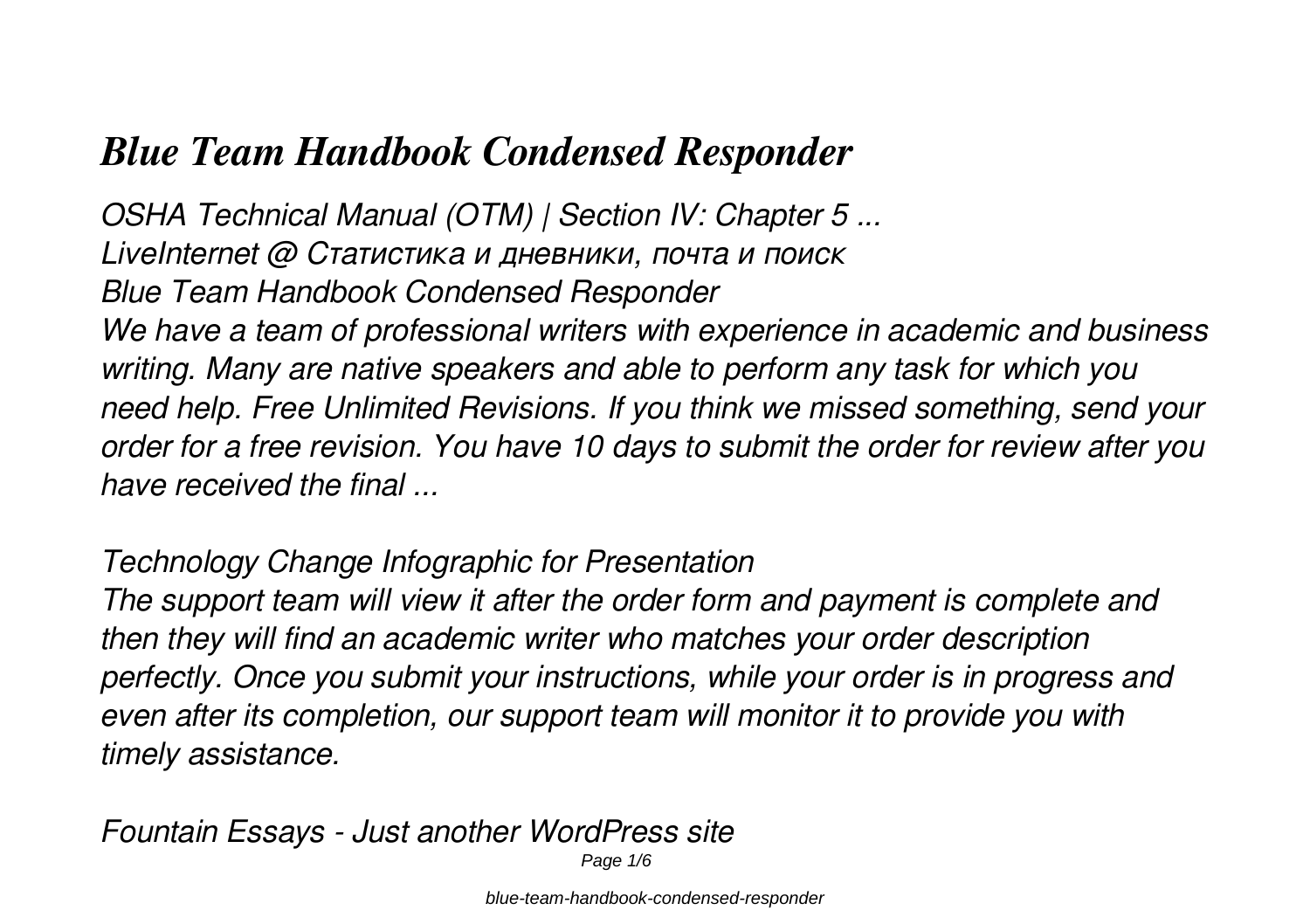# *Blue Team Handbook Condensed Responder*

*OSHA Technical Manual (OTM) | Section IV: Chapter 5 ...*
*LiveInternet @ Статистика и дневники, почта и поиск*
*Blue Team Handbook Condensed Responder*
*We have a team of professional writers with experience in academic and business writing. Many are native speakers and able to perform any task for which you need help. Free Unlimited Revisions. If you think we missed something, send your order for a free revision. You have 10 days to submit the order for review after you have received the final ...*

*Technology Change Infographic for Presentation*
*The support team will view it after the order form and payment is complete and then they will find an academic writer who matches your order description perfectly. Once you submit your instructions, while your order is in progress and even after its completion, our support team will monitor it to provide you with timely assistance.*

*Fountain Essays - Just another WordPress site*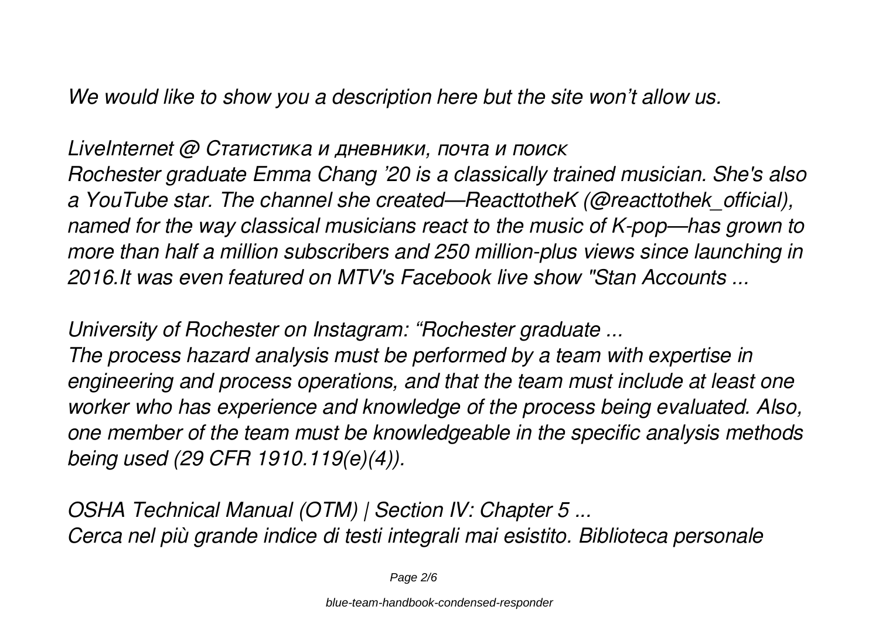*We would like to show you a description here but the site won't allow us.*

*LiveInternet @ Статистика и дневники, почта и поиск*

*Rochester graduate Emma Chang '20 is a classically trained musician. She's also a YouTube star. The channel she created—ReacttotheK (@reacttothek_official), named for the way classical musicians react to the music of K-pop—has grown to more than half a million subscribers and 250 million-plus views since launching in 2016.It was even featured on MTV's Facebook live show "Stan Accounts ...*

*University of Rochester on Instagram: "Rochester graduate ...*

*The process hazard analysis must be performed by a team with expertise in engineering and process operations, and that the team must include at least one worker who has experience and knowledge of the process being evaluated. Also, one member of the team must be knowledgeable in the specific analysis methods being used (29 CFR 1910.119(e)(4)).*

*OSHA Technical Manual (OTM) | Section IV: Chapter 5 ...*

*Cerca nel più grande indice di testi integrali mai esistito. Biblioteca personale*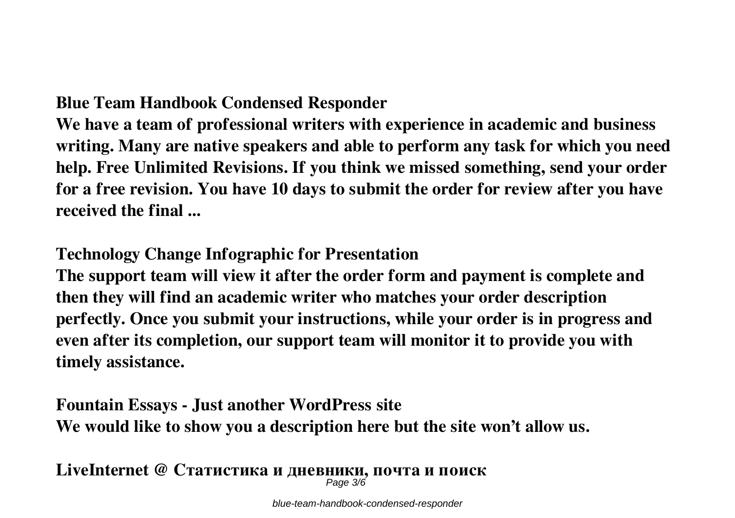**Blue Team Handbook Condensed Responder**

**We have a team of professional writers with experience in academic and business writing. Many are native speakers and able to perform any task for which you need help. Free Unlimited Revisions. If you think we missed something, send your order for a free revision. You have 10 days to submit the order for review after you have received the final ...**

**Technology Change Infographic for Presentation**

**The support team will view it after the order form and payment is complete and then they will find an academic writer who matches your order description perfectly. Once you submit your instructions, while your order is in progress and even after its completion, our support team will monitor it to provide you with timely assistance.**

**Fountain Essays - Just another WordPress site**

**We would like to show you a description here but the site won't allow us.**

**LiveInternet @ Статистика и дневники, почта и поиск**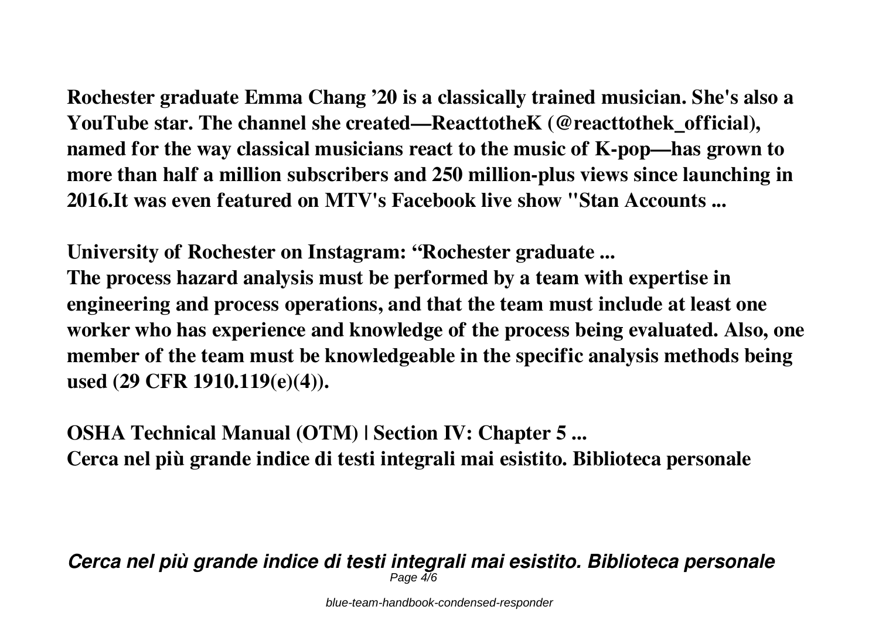**Rochester graduate Emma Chang ’20 is a classically trained musician. She's also a YouTube star. The channel she created—ReacttotheK (@reacttothek_official), named for the way classical musicians react to the music of K-pop—has grown to more than half a million subscribers and 250 million-plus views since launching in 2016.It was even featured on MTV's Facebook live show "Stan Accounts ...**

**University of Rochester on Instagram: “Rochester graduate ...**

**The process hazard analysis must be performed by a team with expertise in engineering and process operations, and that the team must include at least one worker who has experience and knowledge of the process being evaluated. Also, one member of the team must be knowledgeable in the specific analysis methods being used (29 CFR 1910.119(e)(4)).**

**OSHA Technical Manual (OTM) | Section IV: Chapter 5 ...**

**Cerca nel più grande indice di testi integrali mai esistito. Biblioteca personale**

***Cerca nel più grande indice di testi integrali mai esistito. Biblioteca personale***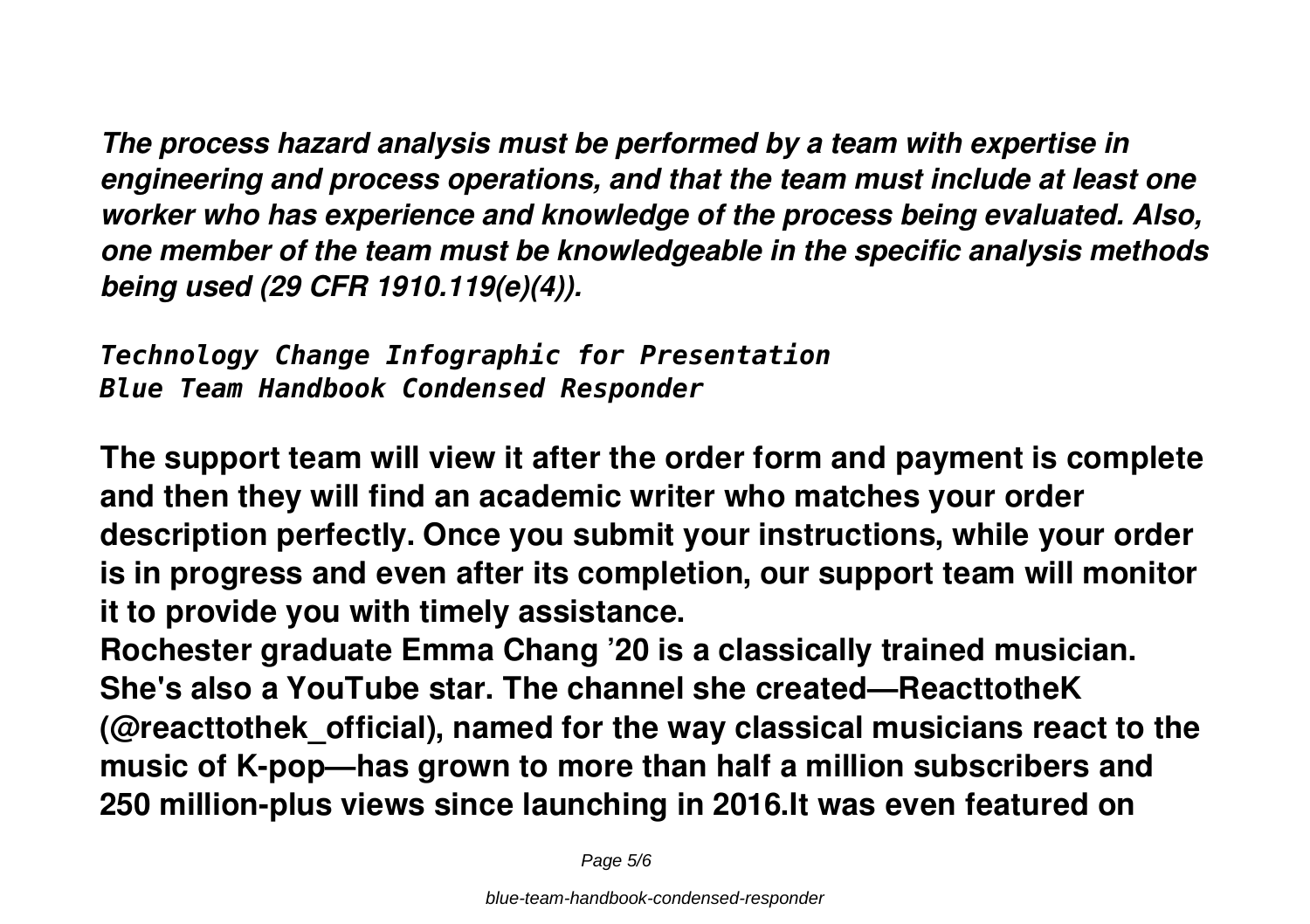***The process hazard analysis must be performed by a team with expertise in engineering and process operations, and that the team must include at least one worker who has experience and knowledge of the process being evaluated. Also, one member of the team must be knowledgeable in the specific analysis methods being used (29 CFR 1910.119(e)(4)).***

*Technology Change Infographic for Presentation*
*Blue Team Handbook Condensed Responder*

**The support team will view it after the order form and payment is complete and then they will find an academic writer who matches your order description perfectly. Once you submit your instructions, while your order is in progress and even after its completion, our support team will monitor it to provide you with timely assistance.**

**Rochester graduate Emma Chang '20 is a classically trained musician. She's also a YouTube star. The channel she created—ReacttotheK (@reacttothek_official), named for the way classical musicians react to the music of K-pop—has grown to more than half a million subscribers and 250 million-plus views since launching in 2016.It was even featured on**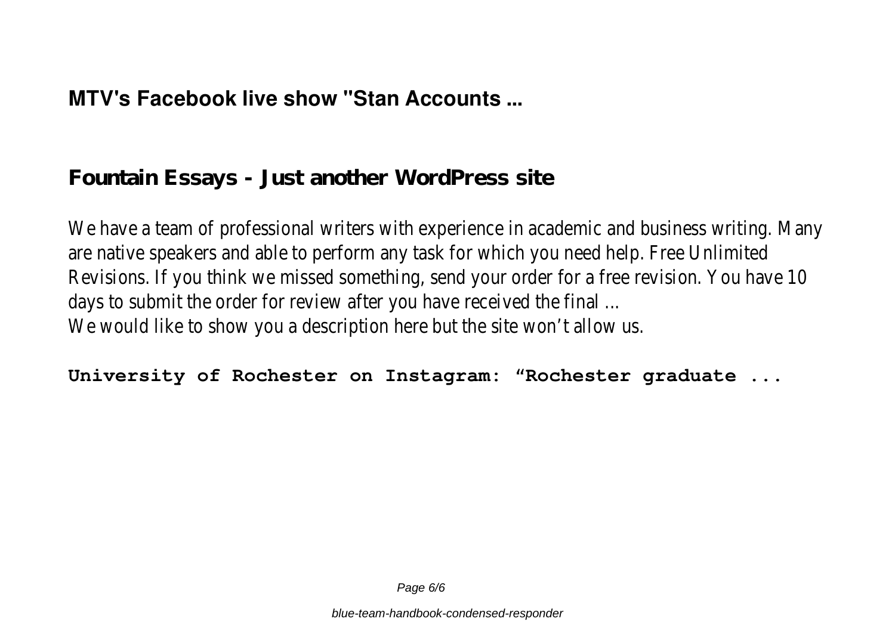## MTV's Facebook live show "Stan Accounts ...

## Fountain Essays - Just another WordPress site

We have a team of professional writers with experience in academic and business writing. Many are native speakers and able to perform any task for which you need help. Free Unlimited Revisions. If you think we missed something, send your order for a free revision. You have 10 days to submit the order for review after you have received the final ...
We would like to show you a description here but the site won't allow us.

## University of Rochester on Instagram: "Rochester graduate ...